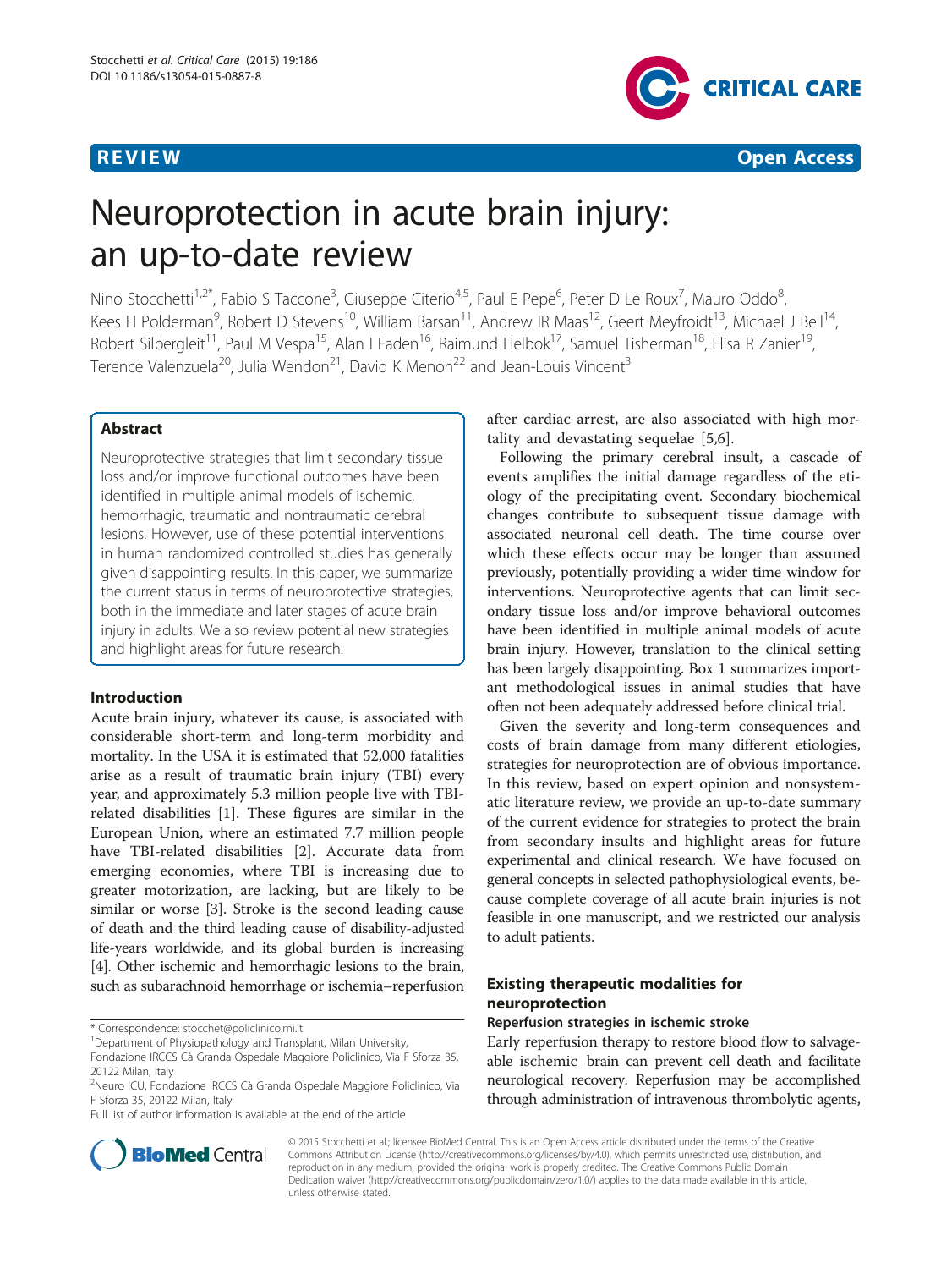**REVIEW** **Open Access**

# Neuroprotection in acute brain injury: an up-to-date review

Nino Stocchetti[1,2*], Fabio S Taccone[3], Giuseppe Citerio[4,5], Paul E Pepe[6], Peter D Le Roux[7], Mauro Oddo[8], Kees H Polderman[9], Robert D Stevens[10], William Barsan[11], Andrew IR Maas[12], Geert Meyfroidt[13], Michael J Bell[14], Robert Silbergleit[11], Paul M Vespa[15], Alan I Faden[16], Raimund Helbok[17], Samuel Tisherman[18], Elisa R Zanier[19], Terence Valenzuela[20], Julia Wendon[21], David K Menon[22] and Jean-Louis Vincent[3]

## Abstract

Neuroprotective strategies that limit secondary tissue loss and/or improve functional outcomes have been identified in multiple animal models of ischemic, hemorrhagic, traumatic and nontraumatic cerebral lesions. However, use of these potential interventions in human randomized controlled studies has generally given disappointing results. In this paper, we summarize the current status in terms of neuroprotective strategies, both in the immediate and later stages of acute brain injury in adults. We also review potential new strategies and highlight areas for future research.

## Introduction

Acute brain injury, whatever its cause, is associated with considerable short-term and long-term morbidity and mortality. In the USA it is estimated that 52,000 fatalities arise as a result of traumatic brain injury (TBI) every year, and approximately 5.3 million people live with TBI-related disabilities [1]. These figures are similar in the European Union, where an estimated 7.7 million people have TBI-related disabilities [2]. Accurate data from emerging economies, where TBI is increasing due to greater motorization, are lacking, but are likely to be similar or worse [3]. Stroke is the second leading cause of death and the third leading cause of disability-adjusted life-years worldwide, and its global burden is increasing [4]. Other ischemic and hemorrhagic lesions to the brain, such as subarachnoid hemorrhage or ischemia–reperfusion after cardiac arrest, are also associated with high mortality and devastating sequelae [5,6].

Following the primary cerebral insult, a cascade of events amplifies the initial damage regardless of the etiology of the precipitating event. Secondary biochemical changes contribute to subsequent tissue damage with associated neuronal cell death. The time course over which these effects occur may be longer than assumed previously, potentially providing a wider time window for interventions. Neuroprotective agents that can limit secondary tissue loss and/or improve behavioral outcomes have been identified in multiple animal models of acute brain injury. However, translation to the clinical setting has been largely disappointing. Box 1 summarizes important methodological issues in animal studies that have often not been adequately addressed before clinical trial.

Given the severity and long-term consequences and costs of brain damage from many different etiologies, strategies for neuroprotection are of obvious importance. In this review, based on expert opinion and nonsystematic literature review, we provide an up-to-date summary of the current evidence for strategies to protect the brain from secondary insults and highlight areas for future experimental and clinical research. We have focused on general concepts in selected pathophysiological events, because complete coverage of all acute brain injuries is not feasible in one manuscript, and we restricted our analysis to adult patients.

## Existing therapeutic modalities for neuroprotection

### Reperfusion strategies in ischemic stroke

Early reperfusion therapy to restore blood flow to salvageable ischemic brain can prevent cell death and facilitate neurological recovery. Reperfusion may be accomplished through administration of intravenous thrombolytic agents,

\* Correspondence: stocchet@policlinico.mi.it

[1]Department of Physiopathology and Transplant, Milan University, Fondazione IRCCS Cà Granda Ospedale Maggiore Policlinico, Via F Sforza 35, 20122 Milan, Italy

[2]Neuro ICU, Fondazione IRCCS Cà Granda Ospedale Maggiore Policlinico, Via F Sforza 35, 20122 Milan, Italy

Full list of author information is available at the end of the article

© 2015 Stocchetti et al.; licensee BioMed Central. This is an Open Access article distributed under the terms of the Creative Commons Attribution License (http://creativecommons.org/licenses/by/4.0), which permits unrestricted use, distribution, and reproduction in any medium, provided the original work is properly credited. The Creative Commons Public Domain Dedication waiver (http://creativecommons.org/publicdomain/zero/1.0/) applies to the data made available in this article, unless otherwise stated.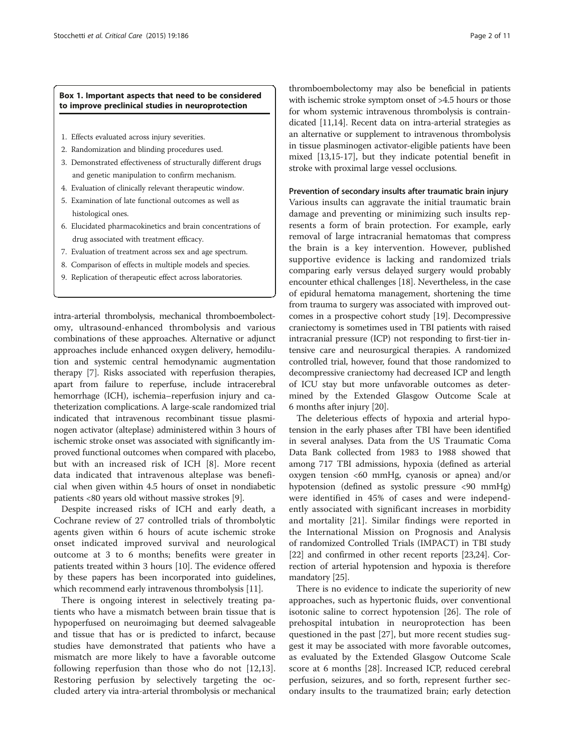**Box 1. Important aspects that need to be considered to improve preclinical studies in neuroprotection**

1. Effects evaluated across injury severities.
2. Randomization and blinding procedures used.
3. Demonstrated effectiveness of structurally different drugs and genetic manipulation to confirm mechanism.
4. Evaluation of clinically relevant therapeutic window.
5. Examination of late functional outcomes as well as histological ones.
6. Elucidated pharmacokinetics and brain concentrations of drug associated with treatment efficacy.
7. Evaluation of treatment across sex and age spectrum.
8. Comparison of effects in multiple models and species.
9. Replication of therapeutic effect across laboratories.

intra-arterial thrombolysis, mechanical thromboembolectomy, ultrasound-enhanced thrombolysis and various combinations of these approaches. Alternative or adjunct approaches include enhanced oxygen delivery, hemodilution and systemic central hemodynamic augmentation therapy [7]. Risks associated with reperfusion therapies, apart from failure to reperfuse, include intracerebral hemorrhage (ICH), ischemia–reperfusion injury and catheterization complications. A large-scale randomized trial indicated that intravenous recombinant tissue plasminogen activator (alteplase) administered within 3 hours of ischemic stroke onset was associated with significantly improved functional outcomes when compared with placebo, but with an increased risk of ICH [8]. More recent data indicated that intravenous alteplase was beneficial when given within 4.5 hours of onset in nondiabetic patients <80 years old without massive strokes [9].

Despite increased risks of ICH and early death, a Cochrane review of 27 controlled trials of thrombolytic agents given within 6 hours of acute ischemic stroke onset indicated improved survival and neurological outcome at 3 to 6 months; benefits were greater in patients treated within 3 hours [10]. The evidence offered by these papers has been incorporated into guidelines, which recommend early intravenous thrombolysis [11].

There is ongoing interest in selectively treating patients who have a mismatch between brain tissue that is hypoperfused on neuroimaging but deemed salvageable and tissue that has or is predicted to infarct, because studies have demonstrated that patients who have a mismatch are more likely to have a favorable outcome following reperfusion than those who do not [12,13]. Restoring perfusion by selectively targeting the occluded artery via intra-arterial thrombolysis or mechanical thromboembolectomy may also be beneficial in patients with ischemic stroke symptom onset of >4.5 hours or those for whom systemic intravenous thrombolysis is contraindicated [11,14]. Recent data on intra-arterial strategies as an alternative or supplement to intravenous thrombolysis in tissue plasminogen activator-eligible patients have been mixed [13,15-17], but they indicate potential benefit in stroke with proximal large vessel occlusions.

#### Prevention of secondary insults after traumatic brain injury

Various insults can aggravate the initial traumatic brain damage and preventing or minimizing such insults represents a form of brain protection. For example, early removal of large intracranial hematomas that compress the brain is a key intervention. However, published supportive evidence is lacking and randomized trials comparing early versus delayed surgery would probably encounter ethical challenges [18]. Nevertheless, in the case of epidural hematoma management, shortening the time from trauma to surgery was associated with improved outcomes in a prospective cohort study [19]. Decompressive craniectomy is sometimes used in TBI patients with raised intracranial pressure (ICP) not responding to first-tier intensive care and neurosurgical therapies. A randomized controlled trial, however, found that those randomized to decompressive craniectomy had decreased ICP and length of ICU stay but more unfavorable outcomes as determined by the Extended Glasgow Outcome Scale at 6 months after injury [20].

The deleterious effects of hypoxia and arterial hypotension in the early phases after TBI have been identified in several analyses. Data from the US Traumatic Coma Data Bank collected from 1983 to 1988 showed that among 717 TBI admissions, hypoxia (defined as arterial oxygen tension <60 mmHg, cyanosis or apnea) and/or hypotension (defined as systolic pressure <90 mmHg) were identified in 45% of cases and were independently associated with significant increases in morbidity and mortality [21]. Similar findings were reported in the International Mission on Prognosis and Analysis of randomized Controlled Trials (IMPACT) in TBI study [22] and confirmed in other recent reports [23,24]. Correction of arterial hypotension and hypoxia is therefore mandatory [25].

There is no evidence to indicate the superiority of new approaches, such as hypertonic fluids, over conventional isotonic saline to correct hypotension [26]. The role of prehospital intubation in neuroprotection has been questioned in the past [27], but more recent studies suggest it may be associated with more favorable outcomes, as evaluated by the Extended Glasgow Outcome Scale score at 6 months [28]. Increased ICP, reduced cerebral perfusion, seizures, and so forth, represent further secondary insults to the traumatized brain; early detection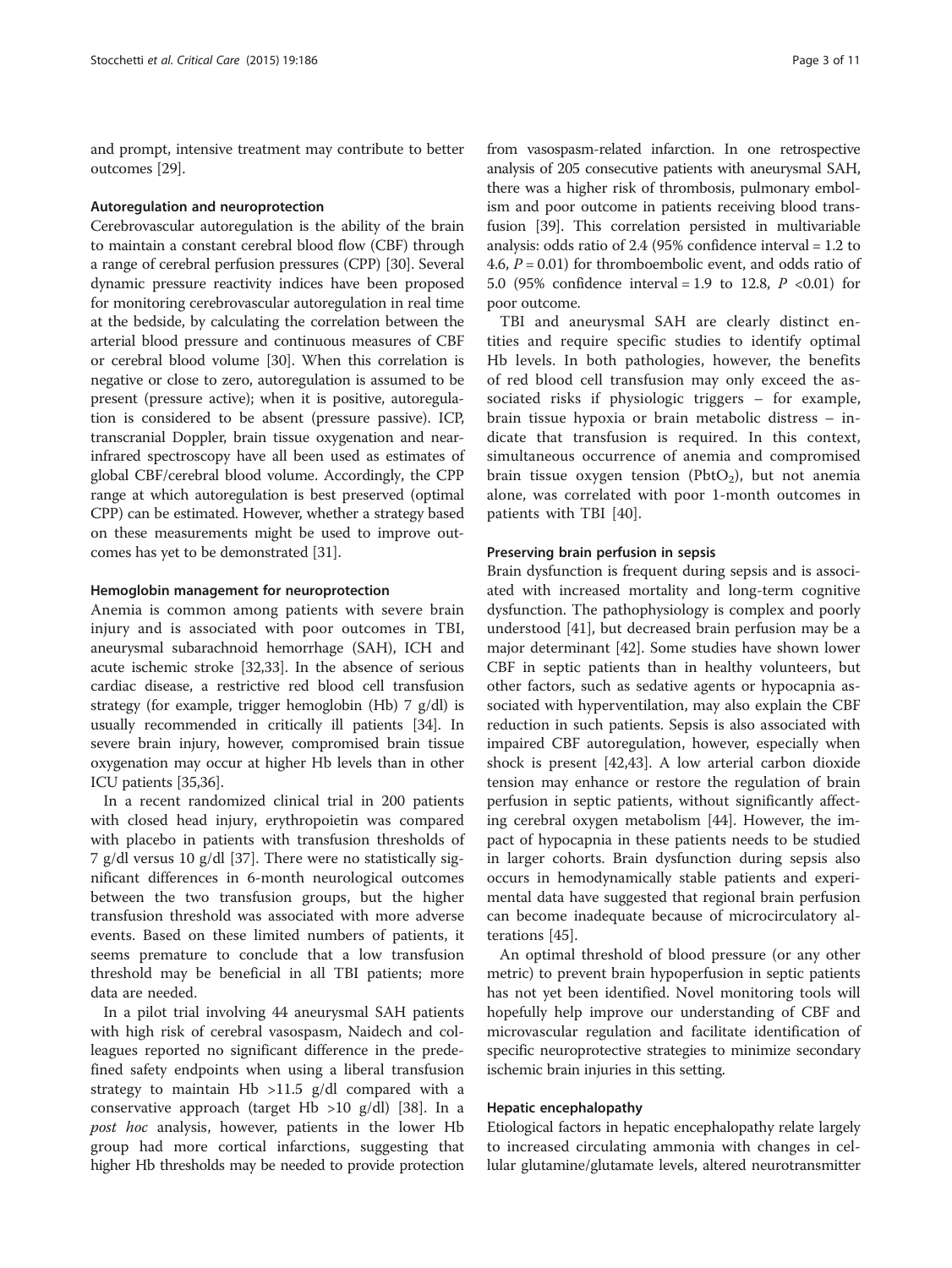and prompt, intensive treatment may contribute to better outcomes [29].

### Autoregulation and neuroprotection

Cerebrovascular autoregulation is the ability of the brain to maintain a constant cerebral blood flow (CBF) through a range of cerebral perfusion pressures (CPP) [30]. Several dynamic pressure reactivity indices have been proposed for monitoring cerebrovascular autoregulation in real time at the bedside, by calculating the correlation between the arterial blood pressure and continuous measures of CBF or cerebral blood volume [30]. When this correlation is negative or close to zero, autoregulation is assumed to be present (pressure active); when it is positive, autoregulation is considered to be absent (pressure passive). ICP, transcranial Doppler, brain tissue oxygenation and near-infrared spectroscopy have all been used as estimates of global CBF/cerebral blood volume. Accordingly, the CPP range at which autoregulation is best preserved (optimal CPP) can be estimated. However, whether a strategy based on these measurements might be used to improve outcomes has yet to be demonstrated [31].

### Hemoglobin management for neuroprotection

Anemia is common among patients with severe brain injury and is associated with poor outcomes in TBI, aneurysmal subarachnoid hemorrhage (SAH), ICH and acute ischemic stroke [32,33]. In the absence of serious cardiac disease, a restrictive red blood cell transfusion strategy (for example, trigger hemoglobin (Hb) 7 g/dl) is usually recommended in critically ill patients [34]. In severe brain injury, however, compromised brain tissue oxygenation may occur at higher Hb levels than in other ICU patients [35,36].

In a recent randomized clinical trial in 200 patients with closed head injury, erythropoietin was compared with placebo in patients with transfusion thresholds of 7 g/dl versus 10 g/dl [37]. There were no statistically significant differences in 6-month neurological outcomes between the two transfusion groups, but the higher transfusion threshold was associated with more adverse events. Based on these limited numbers of patients, it seems premature to conclude that a low transfusion threshold may be beneficial in all TBI patients; more data are needed.

In a pilot trial involving 44 aneurysmal SAH patients with high risk of cerebral vasospasm, Naidech and colleagues reported no significant difference in the predefined safety endpoints when using a liberal transfusion strategy to maintain Hb >11.5 g/dl compared with a conservative approach (target Hb >10 g/dl) [38]. In a *post hoc* analysis, however, patients in the lower Hb group had more cortical infarctions, suggesting that higher Hb thresholds may be needed to provide protection from vasospasm-related infarction. In one retrospective analysis of 205 consecutive patients with aneurysmal SAH, there was a higher risk of thrombosis, pulmonary embolism and poor outcome in patients receiving blood transfusion [39]. This correlation persisted in multivariable analysis: odds ratio of 2.4 (95% confidence interval = 1.2 to 4.6, $P = 0.01$) for thromboembolic event, and odds ratio of 5.0 (95% confidence interval = 1.9 to 12.8, $P < 0.01$) for poor outcome.

TBI and aneurysmal SAH are clearly distinct entities and require specific studies to identify optimal Hb levels. In both pathologies, however, the benefits of red blood cell transfusion may only exceed the associated risks if physiologic triggers – for example, brain tissue hypoxia or brain metabolic distress – indicate that transfusion is required. In this context, simultaneous occurrence of anemia and compromised brain tissue oxygen tension ($PbtO_2$), but not anemia alone, was correlated with poor 1-month outcomes in patients with TBI [40].

### Preserving brain perfusion in sepsis

Brain dysfunction is frequent during sepsis and is associated with increased mortality and long-term cognitive dysfunction. The pathophysiology is complex and poorly understood [41], but decreased brain perfusion may be a major determinant [42]. Some studies have shown lower CBF in septic patients than in healthy volunteers, but other factors, such as sedative agents or hypocapnia associated with hyperventilation, may also explain the CBF reduction in such patients. Sepsis is also associated with impaired CBF autoregulation, however, especially when shock is present [42,43]. A low arterial carbon dioxide tension may enhance or restore the regulation of brain perfusion in septic patients, without significantly affecting cerebral oxygen metabolism [44]. However, the impact of hypocapnia in these patients needs to be studied in larger cohorts. Brain dysfunction during sepsis also occurs in hemodynamically stable patients and experimental data have suggested that regional brain perfusion can become inadequate because of microcirculatory alterations [45].

An optimal threshold of blood pressure (or any other metric) to prevent brain hypoperfusion in septic patients has not yet been identified. Novel monitoring tools will hopefully help improve our understanding of CBF and microvascular regulation and facilitate identification of specific neuroprotective strategies to minimize secondary ischemic brain injuries in this setting.

### Hepatic encephalopathy

Etiological factors in hepatic encephalopathy relate largely to increased circulating ammonia with changes in cellular glutamine/glutamate levels, altered neurotransmitter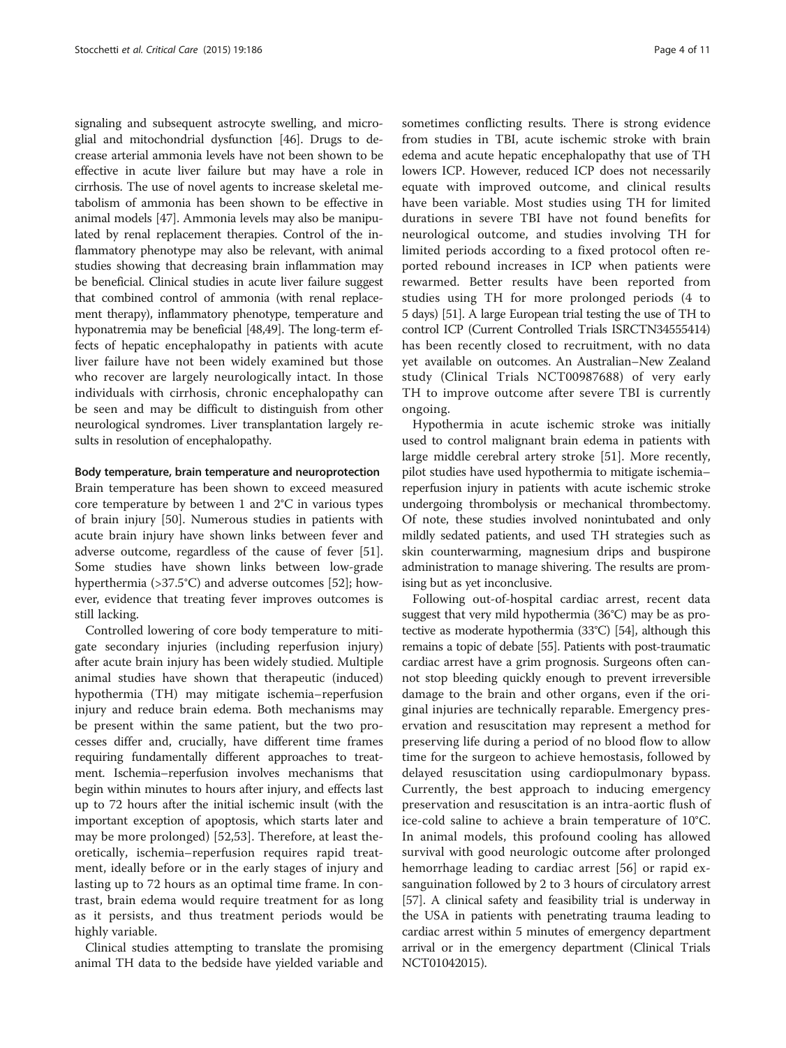signaling and subsequent astrocyte swelling, and microglial and mitochondrial dysfunction [46]. Drugs to decrease arterial ammonia levels have not been shown to be effective in acute liver failure but may have a role in cirrhosis. The use of novel agents to increase skeletal metabolism of ammonia has been shown to be effective in animal models [47]. Ammonia levels may also be manipulated by renal replacement therapies. Control of the inflammatory phenotype may also be relevant, with animal studies showing that decreasing brain inflammation may be beneficial. Clinical studies in acute liver failure suggest that combined control of ammonia (with renal replacement therapy), inflammatory phenotype, temperature and hyponatremia may be beneficial [48,49]. The long-term effects of hepatic encephalopathy in patients with acute liver failure have not been widely examined but those who recover are largely neurologically intact. In those individuals with cirrhosis, chronic encephalopathy can be seen and may be difficult to distinguish from other neurological syndromes. Liver transplantation largely results in resolution of encephalopathy.

### Body temperature, brain temperature and neuroprotection

Brain temperature has been shown to exceed measured core temperature by between 1 and 2°C in various types of brain injury [50]. Numerous studies in patients with acute brain injury have shown links between fever and adverse outcome, regardless of the cause of fever [51]. Some studies have shown links between low-grade hyperthermia (>37.5°C) and adverse outcomes [52]; however, evidence that treating fever improves outcomes is still lacking.

Controlled lowering of core body temperature to mitigate secondary injuries (including reperfusion injury) after acute brain injury has been widely studied. Multiple animal studies have shown that therapeutic (induced) hypothermia (TH) may mitigate ischemia–reperfusion injury and reduce brain edema. Both mechanisms may be present within the same patient, but the two processes differ and, crucially, have different time frames requiring fundamentally different approaches to treatment. Ischemia–reperfusion involves mechanisms that begin within minutes to hours after injury, and effects last up to 72 hours after the initial ischemic insult (with the important exception of apoptosis, which starts later and may be more prolonged) [52,53]. Therefore, at least theoretically, ischemia–reperfusion requires rapid treatment, ideally before or in the early stages of injury and lasting up to 72 hours as an optimal time frame. In contrast, brain edema would require treatment for as long as it persists, and thus treatment periods would be highly variable.

Clinical studies attempting to translate the promising animal TH data to the bedside have yielded variable and sometimes conflicting results. There is strong evidence from studies in TBI, acute ischemic stroke with brain edema and acute hepatic encephalopathy that use of TH lowers ICP. However, reduced ICP does not necessarily equate with improved outcome, and clinical results have been variable. Most studies using TH for limited durations in severe TBI have not found benefits for neurological outcome, and studies involving TH for limited periods according to a fixed protocol often reported rebound increases in ICP when patients were rewarmed. Better results have been reported from studies using TH for more prolonged periods (4 to 5 days) [51]. A large European trial testing the use of TH to control ICP (Current Controlled Trials ISRCTN34555414) has been recently closed to recruitment, with no data yet available on outcomes. An Australian–New Zealand study (Clinical Trials NCT00987688) of very early TH to improve outcome after severe TBI is currently ongoing.

Hypothermia in acute ischemic stroke was initially used to control malignant brain edema in patients with large middle cerebral artery stroke [51]. More recently, pilot studies have used hypothermia to mitigate ischemia–reperfusion injury in patients with acute ischemic stroke undergoing thrombolysis or mechanical thrombectomy. Of note, these studies involved nonintubated and only mildly sedated patients, and used TH strategies such as skin counterwarming, magnesium drips and buspirone administration to manage shivering. The results are promising but as yet inconclusive.

Following out-of-hospital cardiac arrest, recent data suggest that very mild hypothermia (36°C) may be as protective as moderate hypothermia (33°C) [54], although this remains a topic of debate [55]. Patients with post-traumatic cardiac arrest have a grim prognosis. Surgeons often cannot stop bleeding quickly enough to prevent irreversible damage to the brain and other organs, even if the original injuries are technically reparable. Emergency preservation and resuscitation may represent a method for preserving life during a period of no blood flow to allow time for the surgeon to achieve hemostasis, followed by delayed resuscitation using cardiopulmonary bypass. Currently, the best approach to inducing emergency preservation and resuscitation is an intra-aortic flush of ice-cold saline to achieve a brain temperature of 10°C. In animal models, this profound cooling has allowed survival with good neurologic outcome after prolonged hemorrhage leading to cardiac arrest [56] or rapid exsanguination followed by 2 to 3 hours of circulatory arrest [57]. A clinical safety and feasibility trial is underway in the USA in patients with penetrating trauma leading to cardiac arrest within 5 minutes of emergency department arrival or in the emergency department (Clinical Trials NCT01042015).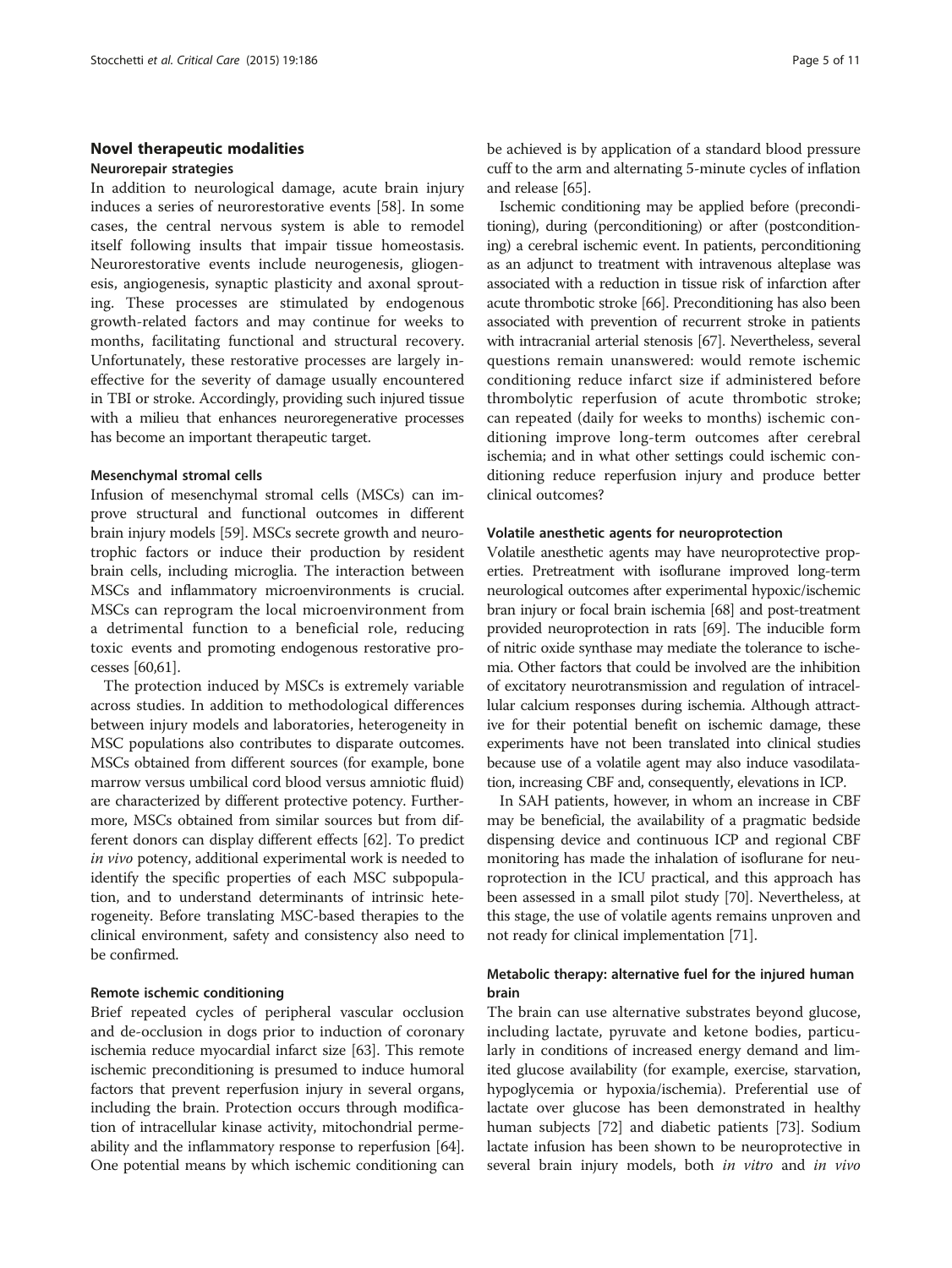## Novel therapeutic modalities

### Neurorepair strategies

In addition to neurological damage, acute brain injury induces a series of neurorestorative events [58]. In some cases, the central nervous system is able to remodel itself following insults that impair tissue homeostasis. Neurorestorative events include neurogenesis, gliogenesis, angiogenesis, synaptic plasticity and axonal sprouting. These processes are stimulated by endogenous growth-related factors and may continue for weeks to months, facilitating functional and structural recovery. Unfortunately, these restorative processes are largely ineffective for the severity of damage usually encountered in TBI or stroke. Accordingly, providing such injured tissue with a milieu that enhances neuroregenerative processes has become an important therapeutic target.

#### Mesenchymal stromal cells

Infusion of mesenchymal stromal cells (MSCs) can improve structural and functional outcomes in different brain injury models [59]. MSCs secrete growth and neurotrophic factors or induce their production by resident brain cells, including microglia. The interaction between MSCs and inflammatory microenvironments is crucial. MSCs can reprogram the local microenvironment from a detrimental function to a beneficial role, reducing toxic events and promoting endogenous restorative processes [60,61].

The protection induced by MSCs is extremely variable across studies. In addition to methodological differences between injury models and laboratories, heterogeneity in MSC populations also contributes to disparate outcomes. MSCs obtained from different sources (for example, bone marrow versus umbilical cord blood versus amniotic fluid) are characterized by different protective potency. Furthermore, MSCs obtained from similar sources but from different donors can display different effects [62]. To predict *in vivo* potency, additional experimental work is needed to identify the specific properties of each MSC subpopulation, and to understand determinants of intrinsic heterogeneity. Before translating MSC-based therapies to the clinical environment, safety and consistency also need to be confirmed.

#### Remote ischemic conditioning

Brief repeated cycles of peripheral vascular occlusion and de-occlusion in dogs prior to induction of coronary ischemia reduce myocardial infarct size [63]. This remote ischemic preconditioning is presumed to induce humoral factors that prevent reperfusion injury in several organs, including the brain. Protection occurs through modification of intracellular kinase activity, mitochondrial permeability and the inflammatory response to reperfusion [64]. One potential means by which ischemic conditioning can be achieved is by application of a standard blood pressure cuff to the arm and alternating 5-minute cycles of inflation and release [65].

Ischemic conditioning may be applied before (preconditioning), during (perconditioning) or after (postconditioning) a cerebral ischemic event. In patients, perconditioning as an adjunct to treatment with intravenous alteplase was associated with a reduction in tissue risk of infarction after acute thrombotic stroke [66]. Preconditioning has also been associated with prevention of recurrent stroke in patients with intracranial arterial stenosis [67]. Nevertheless, several questions remain unanswered: would remote ischemic conditioning reduce infarct size if administered before thrombolytic reperfusion of acute thrombotic stroke; can repeated (daily for weeks to months) ischemic conditioning improve long-term outcomes after cerebral ischemia; and in what other settings could ischemic conditioning reduce reperfusion injury and produce better clinical outcomes?

#### Volatile anesthetic agents for neuroprotection

Volatile anesthetic agents may have neuroprotective properties. Pretreatment with isoflurane improved long-term neurological outcomes after experimental hypoxic/ischemic bran injury or focal brain ischemia [68] and post-treatment provided neuroprotection in rats [69]. The inducible form of nitric oxide synthase may mediate the tolerance to ischemia. Other factors that could be involved are the inhibition of excitatory neurotransmission and regulation of intracellular calcium responses during ischemia. Although attractive for their potential benefit on ischemic damage, these experiments have not been translated into clinical studies because use of a volatile agent may also induce vasodilatation, increasing CBF and, consequently, elevations in ICP.

In SAH patients, however, in whom an increase in CBF may be beneficial, the availability of a pragmatic bedside dispensing device and continuous ICP and regional CBF monitoring has made the inhalation of isoflurane for neuroprotection in the ICU practical, and this approach has been assessed in a small pilot study [70]. Nevertheless, at this stage, the use of volatile agents remains unproven and not ready for clinical implementation [71].

### Metabolic therapy: alternative fuel for the injured human brain

The brain can use alternative substrates beyond glucose, including lactate, pyruvate and ketone bodies, particularly in conditions of increased energy demand and limited glucose availability (for example, exercise, starvation, hypoglycemia or hypoxia/ischemia). Preferential use of lactate over glucose has been demonstrated in healthy human subjects [72] and diabetic patients [73]. Sodium lactate infusion has been shown to be neuroprotective in several brain injury models, both *in vitro* and *in vivo*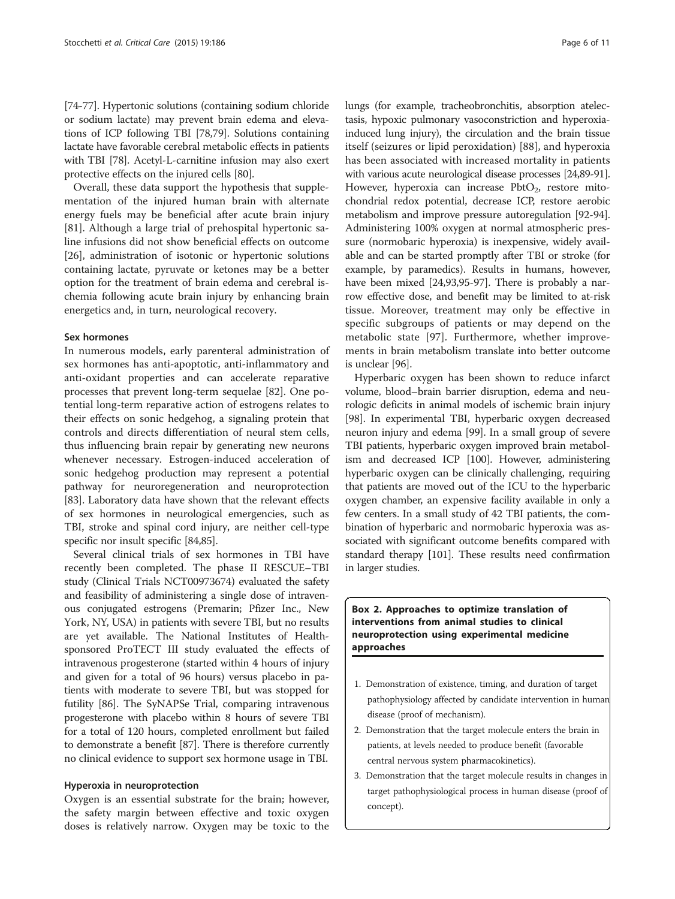[74-77]. Hypertonic solutions (containing sodium chloride or sodium lactate) may prevent brain edema and elevations of ICP following TBI [78,79]. Solutions containing lactate have favorable cerebral metabolic effects in patients with TBI [78]. Acetyl-L-carnitine infusion may also exert protective effects on the injured cells [80].

Overall, these data support the hypothesis that supplementation of the injured human brain with alternate energy fuels may be beneficial after acute brain injury [81]. Although a large trial of prehospital hypertonic saline infusions did not show beneficial effects on outcome [26], administration of isotonic or hypertonic solutions containing lactate, pyruvate or ketones may be a better option for the treatment of brain edema and cerebral ischemia following acute brain injury by enhancing brain energetics and, in turn, neurological recovery.

### Sex hormones

In numerous models, early parenteral administration of sex hormones has anti-apoptotic, anti-inflammatory and anti-oxidant properties and can accelerate reparative processes that prevent long-term sequelae [82]. One potential long-term reparative action of estrogens relates to their effects on sonic hedgehog, a signaling protein that controls and directs differentiation of neural stem cells, thus influencing brain repair by generating new neurons whenever necessary. Estrogen-induced acceleration of sonic hedgehog production may represent a potential pathway for neuroregeneration and neuroprotection [83]. Laboratory data have shown that the relevant effects of sex hormones in neurological emergencies, such as TBI, stroke and spinal cord injury, are neither cell-type specific nor insult specific [84,85].

Several clinical trials of sex hormones in TBI have recently been completed. The phase II RESCUE–TBI study (Clinical Trials NCT00973674) evaluated the safety and feasibility of administering a single dose of intravenous conjugated estrogens (Premarin; Pfizer Inc., New York, NY, USA) in patients with severe TBI, but no results are yet available. The National Institutes of Health-sponsored ProTECT III study evaluated the effects of intravenous progesterone (started within 4 hours of injury and given for a total of 96 hours) versus placebo in patients with moderate to severe TBI, but was stopped for futility [86]. The SyNAPSe Trial, comparing intravenous progesterone with placebo within 8 hours of severe TBI for a total of 120 hours, completed enrollment but failed to demonstrate a benefit [87]. There is therefore currently no clinical evidence to support sex hormone usage in TBI.

### Hyperoxia in neuroprotection

Oxygen is an essential substrate for the brain; however, the safety margin between effective and toxic oxygen doses is relatively narrow. Oxygen may be toxic to the lungs (for example, tracheobronchitis, absorption atelectasis, hypoxic pulmonary vasoconstriction and hyperoxia-induced lung injury), the circulation and the brain tissue itself (seizures or lipid peroxidation) [88], and hyperoxia has been associated with increased mortality in patients with various acute neurological disease processes [24,89-91]. However, hyperoxia can increase $PbtO_2$, restore mitochondrial redox potential, decrease ICP, restore aerobic metabolism and improve pressure autoregulation [92-94]. Administering 100% oxygen at normal atmospheric pressure (normobaric hyperoxia) is inexpensive, widely available and can be started promptly after TBI or stroke (for example, by paramedics). Results in humans, however, have been mixed [24,93,95-97]. There is probably a narrow effective dose, and benefit may be limited to at-risk tissue. Moreover, treatment may only be effective in specific subgroups of patients or may depend on the metabolic state [97]. Furthermore, whether improvements in brain metabolism translate into better outcome is unclear [96].

Hyperbaric oxygen has been shown to reduce infarct volume, blood–brain barrier disruption, edema and neurologic deficits in animal models of ischemic brain injury [98]. In experimental TBI, hyperbaric oxygen decreased neuron injury and edema [99]. In a small group of severe TBI patients, hyperbaric oxygen improved brain metabolism and decreased ICP [100]. However, administering hyperbaric oxygen can be clinically challenging, requiring that patients are moved out of the ICU to the hyperbaric oxygen chamber, an expensive facility available in only a few centers. In a small study of 42 TBI patients, the combination of hyperbaric and normobaric hyperoxia was associated with significant outcome benefits compared with standard therapy [101]. These results need confirmation in larger studies.

**Box 2. Approaches to optimize translation of interventions from animal studies to clinical neuroprotection using experimental medicine approaches**

1. Demonstration of existence, timing, and duration of target pathophysiology affected by candidate intervention in human disease (proof of mechanism).
2. Demonstration that the target molecule enters the brain in patients, at levels needed to produce benefit (favorable central nervous system pharmacokinetics).
3. Demonstration that the target molecule results in changes in target pathophysiological process in human disease (proof of concept).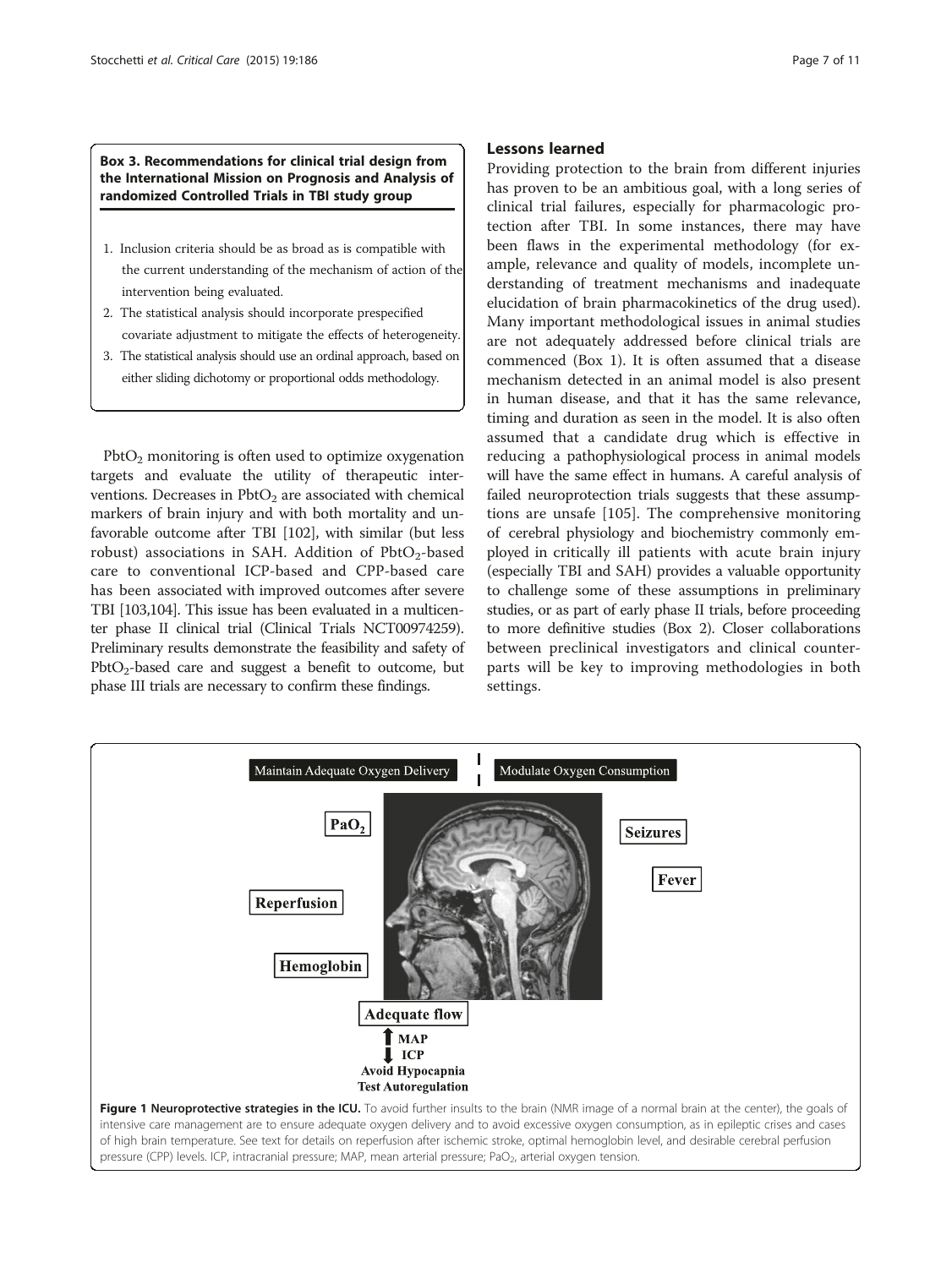**Box 3. Recommendations for clinical trial design from the International Mission on Prognosis and Analysis of randomized Controlled Trials in TBI study group**

1. Inclusion criteria should be as broad as is compatible with the current understanding of the mechanism of action of the intervention being evaluated.
2. The statistical analysis should incorporate prespecified covariate adjustment to mitigate the effects of heterogeneity.
3. The statistical analysis should use an ordinal approach, based on either sliding dichotomy or proportional odds methodology.

$PbtO_2$ monitoring is often used to optimize oxygenation targets and evaluate the utility of therapeutic interventions. Decreases in $PbtO_2$ are associated with chemical markers of brain injury and with both mortality and unfavorable outcome after TBI [102], with similar (but less robust) associations in SAH. Addition of $PbtO_2$-based care to conventional ICP-based and CPP-based care has been associated with improved outcomes after severe TBI [103,104]. This issue has been evaluated in a multicenter phase II clinical trial (Clinical Trials NCT00974259). Preliminary results demonstrate the feasibility and safety of $PbtO_2$-based care and suggest a benefit to outcome, but phase III trials are necessary to confirm these findings.

## Lessons learned

Providing protection to the brain from different injuries has proven to be an ambitious goal, with a long series of clinical trial failures, especially for pharmacologic protection after TBI. In some instances, there may have been flaws in the experimental methodology (for example, relevance and quality of models, incomplete understanding of treatment mechanisms and inadequate elucidation of brain pharmacokinetics of the drug used). Many important methodological issues in animal studies are not adequately addressed before clinical trials are commenced (Box 1). It is often assumed that a disease mechanism detected in an animal model is also present in human disease, and that it has the same relevance, timing and duration as seen in the model. It is also often assumed that a candidate drug which is effective in reducing a pathophysiological process in animal models will have the same effect in humans. A careful analysis of failed neuroprotection trials suggests that these assumptions are unsafe [105]. The comprehensive monitoring of cerebral physiology and biochemistry commonly employed in critically ill patients with acute brain injury (especially TBI and SAH) provides a valuable opportunity to challenge some of these assumptions in preliminary studies, or as part of early phase II trials, before proceeding to more definitive studies (Box 2). Closer collaborations between preclinical investigators and clinical counterparts will be key to improving methodologies in both settings.

**Figure 1 Neuroprotective strategies in the ICU.** To avoid further insults to the brain (NMR image of a normal brain at the center), the goals of intensive care management are to ensure adequate oxygen delivery and to avoid excessive oxygen consumption, as in epileptic crises and cases of high brain temperature. See text for details on reperfusion after ischemic stroke, optimal hemoglobin level, and desirable cerebral perfusion pressure (CPP) levels. ICP, intracranial pressure; MAP, mean arterial pressure; $PaO_2$, arterial oxygen tension.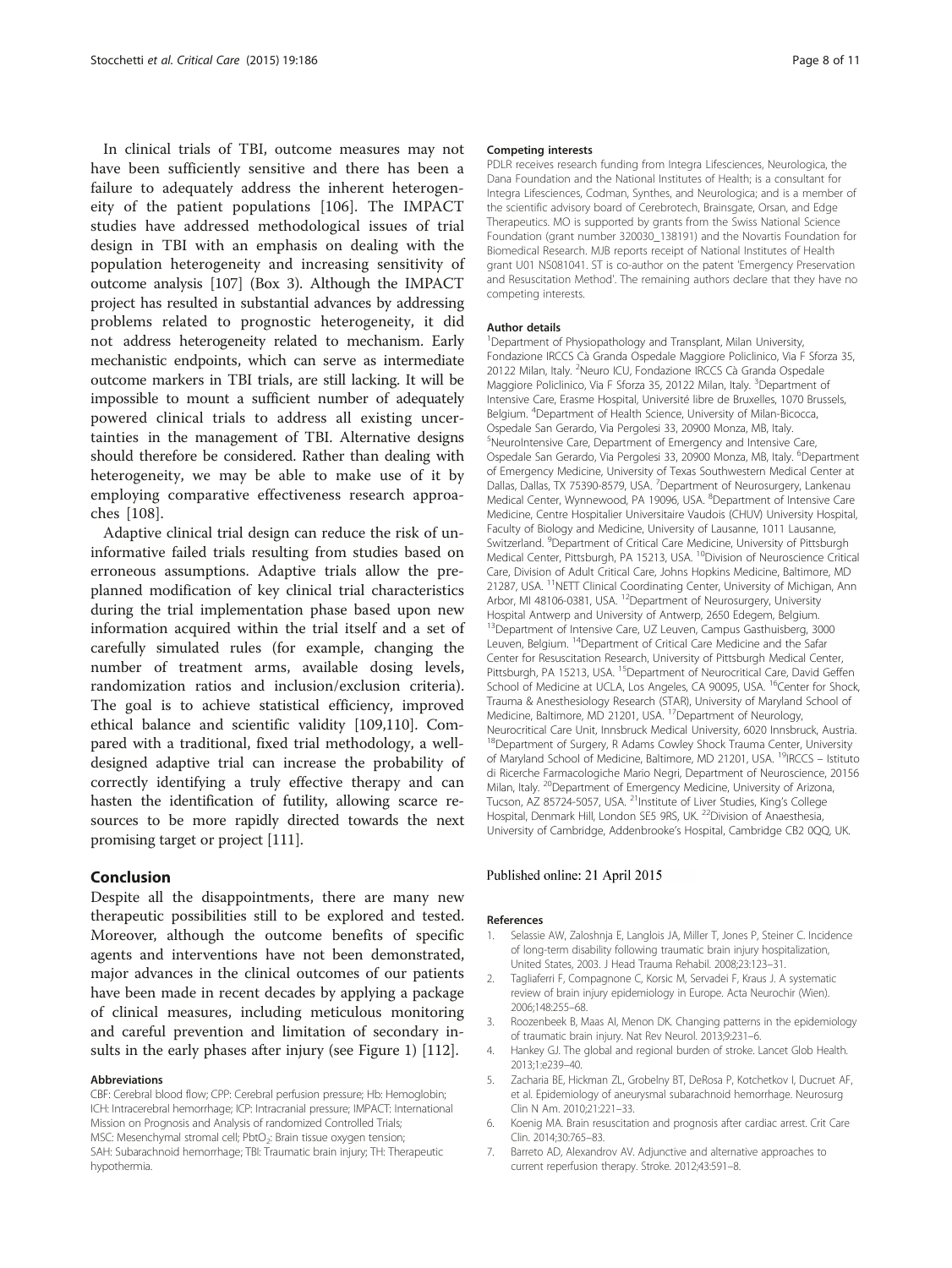In clinical trials of TBI, outcome measures may not have been sufficiently sensitive and there has been a failure to adequately address the inherent heterogeneity of the patient populations [106]. The IMPACT studies have addressed methodological issues of trial design in TBI with an emphasis on dealing with the population heterogeneity and increasing sensitivity of outcome analysis [107] (Box 3). Although the IMPACT project has resulted in substantial advances by addressing problems related to prognostic heterogeneity, it did not address heterogeneity related to mechanism. Early mechanistic endpoints, which can serve as intermediate outcome markers in TBI trials, are still lacking. It will be impossible to mount a sufficient number of adequately powered clinical trials to address all existing uncertainties in the management of TBI. Alternative designs should therefore be considered. Rather than dealing with heterogeneity, we may be able to make use of it by employing comparative effectiveness research approaches [108].

Adaptive clinical trial design can reduce the risk of uninformative failed trials resulting from studies based on erroneous assumptions. Adaptive trials allow the preplanned modification of key clinical trial characteristics during the trial implementation phase based upon new information acquired within the trial itself and a set of carefully simulated rules (for example, changing the number of treatment arms, available dosing levels, randomization ratios and inclusion/exclusion criteria). The goal is to achieve statistical efficiency, improved ethical balance and scientific validity [109,110]. Compared with a traditional, fixed trial methodology, a well-designed adaptive trial can increase the probability of correctly identifying a truly effective therapy and can hasten the identification of futility, allowing scarce resources to be more rapidly directed towards the next promising target or project [111].

## Conclusion

Despite all the disappointments, there are many new therapeutic possibilities still to be explored and tested. Moreover, although the outcome benefits of specific agents and interventions have not been demonstrated, major advances in the clinical outcomes of our patients have been made in recent decades by applying a package of clinical measures, including meticulous monitoring and careful prevention and limitation of secondary insults in the early phases after injury (see Figure 1) [112].

#### Abbreviations

CBF: Cerebral blood flow; CPP: Cerebral perfusion pressure; Hb: Hemoglobin; ICH: Intracerebral hemorrhage; ICP: Intracranial pressure; IMPACT: International Mission on Prognosis and Analysis of randomized Controlled Trials; MSC: Mesenchymal stromal cell; $PbtO_2$: Brain tissue oxygen tension; SAH: Subarachnoid hemorrhage; TBI: Traumatic brain injury; TH: Therapeutic hypothermia.

#### Competing interests

PDLR receives research funding from Integra Lifesciences, Neurologica, the Dana Foundation and the National Institutes of Health; is a consultant for Integra Lifesciences, Codman, Synthes, and Neurologica; and is a member of the scientific advisory board of Cerebrotech, Brainsgate, Orsan, and Edge Therapeutics. MO is supported by grants from the Swiss National Science Foundation (grant number 320030_138191) and the Novartis Foundation for Biomedical Research. MJB reports receipt of National Institutes of Health grant U01 NS081041. ST is co-author on the patent 'Emergency Preservation and Resuscitation Method'. The remaining authors declare that they have no competing interests.

#### Author details

[1]Department of Physiopathology and Transplant, Milan University, Fondazione IRCCS Cà Granda Ospedale Maggiore Policlinico, Via F Sforza 35, 20122 Milan, Italy. [2]Neuro ICU, Fondazione IRCCS Cà Granda Ospedale Maggiore Policlinico, Via F Sforza 35, 20122 Milan, Italy. [3]Department of Intensive Care, Erasme Hospital, Université libre de Bruxelles, 1070 Brussels, Belgium. [4]Department of Health Science, University of Milan-Bicocca, Ospedale San Gerardo, Via Pergolesi 33, 20900 Monza, MB, Italy. [5]NeuroIntensive Care, Department of Emergency and Intensive Care, Ospedale San Gerardo, Via Pergolesi 33, 20900 Monza, MB, Italy. [6]Department of Emergency Medicine, University of Texas Southwestern Medical Center at Dallas, Dallas, TX 75390-8579, USA. [7]Department of Neurosurgery, Lankenau Medical Center, Wynnewood, PA 19096, USA. [8]Department of Intensive Care Medicine, Centre Hospitalier Universitaire Vaudois (CHUV) University Hospital, Faculty of Biology and Medicine, University of Lausanne, 1011 Lausanne, Switzerland. [9]Department of Critical Care Medicine, University of Pittsburgh Medical Center, Pittsburgh, PA 15213, USA. [10]Division of Neuroscience Critical Care, Division of Adult Critical Care, Johns Hopkins Medicine, Baltimore, MD 21287, USA. [11]NETT Clinical Coordinating Center, University of Michigan, Ann Arbor, MI 48106-0381, USA. [12]Department of Neurosurgery, University Hospital Antwerp and University of Antwerp, 2650 Edegem, Belgium. [13]Department of Intensive Care, UZ Leuven, Campus Gasthuisberg, 3000 Leuven, Belgium. [14]Department of Critical Care Medicine and the Safar Center for Resuscitation Research, University of Pittsburgh Medical Center, Pittsburgh, PA 15213, USA. [15]Department of Neurocritical Care, David Geffen School of Medicine at UCLA, Los Angeles, CA 90095, USA. [16]Center for Shock, Trauma & Anesthesiology Research (STAR), University of Maryland School of Medicine, Baltimore, MD 21201, USA. [17]Department of Neurology, Neurocritical Care Unit, Innsbruck Medical University, 6020 Innsbruck, Austria. [18]Department of Surgery, R Adams Cowley Shock Trauma Center, University of Maryland School of Medicine, Baltimore, MD 21201, USA. [19]IRCCS – Istituto di Ricerche Farmacologiche Mario Negri, Department of Neuroscience, 20156 Milan, Italy. [20]Department of Emergency Medicine, University of Arizona, Tucson, AZ 85724-5057, USA. [21]Institute of Liver Studies, King's College Hospital, Denmark Hill, London SE5 9RS, UK. [22]Division of Anaesthesia, University of Cambridge, Addenbrooke's Hospital, Cambridge CB2 0QQ, UK.

Published online: 21 April 2015

#### References

1. Selassie AW, Zaloshnja E, Langlois JA, Miller T, Jones P, Steiner C. Incidence of long-term disability following traumatic brain injury hospitalization, United States, 2003. J Head Trauma Rehabil. 2008;23:123–31.
2. Tagliaferri F, Compagnone C, Korsic M, Servadei F, Kraus J. A systematic review of brain injury epidemiology in Europe. Acta Neurochir (Wien). 2006;148:255–68.
3. Roozenbeek B, Maas AI, Menon DK. Changing patterns in the epidemiology of traumatic brain injury. Nat Rev Neurol. 2013;9:231–6.
4. Hankey GJ. The global and regional burden of stroke. Lancet Glob Health. 2013;1:e239–40.
5. Zacharia BE, Hickman ZL, Grobelny BT, DeRosa P, Kotchetkov I, Ducruet AF, et al. Epidemiology of aneurysmal subarachnoid hemorrhage. Neurosurg Clin N Am. 2010;21:221–33.
6. Koenig MA. Brain resuscitation and prognosis after cardiac arrest. Crit Care Clin. 2014;30:765–83.
7. Barreto AD, Alexandrov AV. Adjunctive and alternative approaches to current reperfusion therapy. Stroke. 2012;43:591–8.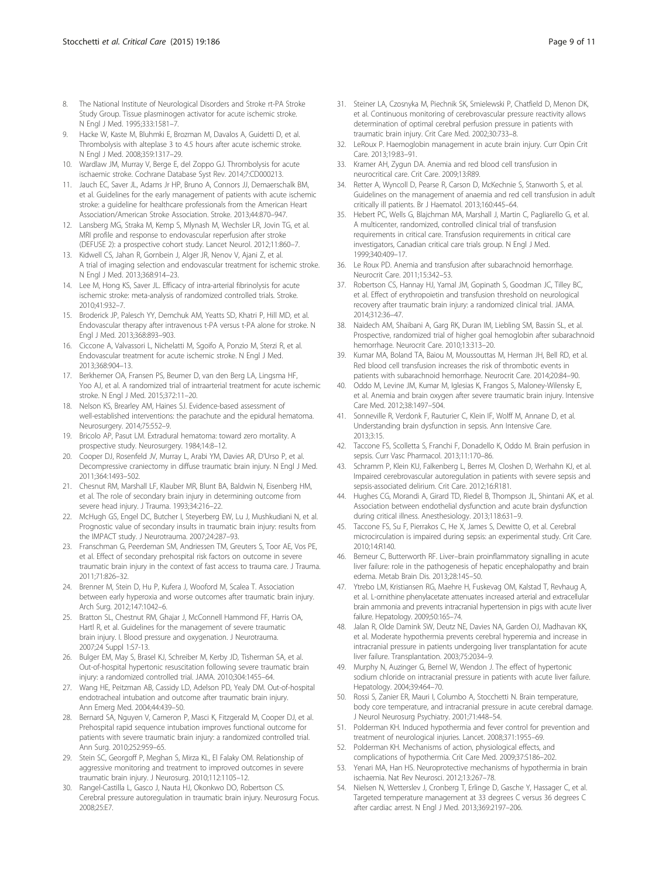8. The National Institute of Neurological Disorders and Stroke rt-PA Stroke Study Group. Tissue plasminogen activator for acute ischemic stroke. N Engl J Med. 1995;333:1581–7.
9. Hacke W, Kaste M, Bluhmki E, Brozman M, Davalos A, Guidetti D, et al. Thrombolysis with alteplase 3 to 4.5 hours after acute ischemic stroke. N Engl J Med. 2008;359:1317–29.
10. Wardlaw JM, Murray V, Berge E, del Zoppo GJ. Thrombolysis for acute ischaemic stroke. Cochrane Database Syst Rev. 2014;7:CD000213.
11. Jauch EC, Saver JL, Adams Jr HP, Bruno A, Connors JJ, Demaerschalk BM, et al. Guidelines for the early management of patients with acute ischemic stroke: a guideline for healthcare professionals from the American Heart Association/American Stroke Association. Stroke. 2013;44:870–947.
12. Lansberg MG, Straka M, Kemp S, Mlynash M, Wechsler LR, Jovin TG, et al. MRI profile and response to endovascular reperfusion after stroke (DEFUSE 2): a prospective cohort study. Lancet Neurol. 2012;11:860–7.
13. Kidwell CS, Jahan R, Gornbein J, Alger JR, Nenov V, Ajani Z, et al. A trial of imaging selection and endovascular treatment for ischemic stroke. N Engl J Med. 2013;368:914–23.
14. Lee M, Hong KS, Saver JL. Efficacy of intra-arterial fibrinolysis for acute ischemic stroke: meta-analysis of randomized controlled trials. Stroke. 2010;41:932–7.
15. Broderick JP, Palesch YY, Demchuk AM, Yeatts SD, Khatri P, Hill MD, et al. Endovascular therapy after intravenous t-PA versus t-PA alone for stroke. N Engl J Med. 2013;368:893–903.
16. Ciccone A, Valvassori L, Nichelatti M, Sgoifo A, Ponzio M, Sterzi R, et al. Endovascular treatment for acute ischemic stroke. N Engl J Med. 2013;368:904–13.
17. Berkhemer OA, Fransen PS, Beumer D, van den Berg LA, Lingsma HF, Yoo AJ, et al. A randomized trial of intraarterial treatment for acute ischemic stroke. N Engl J Med. 2015;372:11–20.
18. Nelson KS, Brearley AM, Haines SJ. Evidence-based assessment of well-established interventions: the parachute and the epidural hematoma. Neurosurgery. 2014;75:552–9.
19. Bricolo AP, Pasut LM. Extradural hematoma: toward zero mortality. A prospective study. Neurosurgery. 1984;14:8–12.
20. Cooper DJ, Rosenfeld JV, Murray L, Arabi YM, Davies AR, D'Urso P, et al. Decompressive craniectomy in diffuse traumatic brain injury. N Engl J Med. 2011;364:1493–502.
21. Chesnut RM, Marshall LF, Klauber MR, Blunt BA, Baldwin N, Eisenberg HM, et al. The role of secondary brain injury in determining outcome from severe head injury. J Trauma. 1993;34:216–22.
22. McHugh GS, Engel DC, Butcher I, Steyerberg EW, Lu J, Mushkudiani N, et al. Prognostic value of secondary insults in traumatic brain injury: results from the IMPACT study. J Neurotrauma. 2007;24:287–93.
23. Franschman G, Peerdeman SM, Andriessen TM, Greuters S, Toor AE, Vos PE, et al. Effect of secondary prehospital risk factors on outcome in severe traumatic brain injury in the context of fast access to trauma care. J Trauma. 2011;71:826–32.
24. Brenner M, Stein D, Hu P, Kufera J, Wooford M, Scalea T. Association between early hyperoxia and worse outcomes after traumatic brain injury. Arch Surg. 2012;147:1042–6.
25. Bratton SL, Chestnut RM, Ghajar J, McConnell Hammond FF, Harris OA, Hartl R, et al. Guidelines for the management of severe traumatic brain injury. I. Blood pressure and oxygenation. J Neurotrauma. 2007;24 Suppl 1:S7-13.
26. Bulger EM, May S, Brasel KJ, Schreiber M, Kerby JD, Tisherman SA, et al. Out-of-hospital hypertonic resuscitation following severe traumatic brain injury: a randomized controlled trial. JAMA. 2010;304:1455–64.
27. Wang HE, Peitzman AB, Cassidy LD, Adelson PD, Yealy DM. Out-of-hospital endotracheal intubation and outcome after traumatic brain injury. Ann Emerg Med. 2004;44:439–50.
28. Bernard SA, Nguyen V, Cameron P, Masci K, Fitzgerald M, Cooper DJ, et al. Prehospital rapid sequence intubation improves functional outcome for patients with severe traumatic brain injury: a randomized controlled trial. Ann Surg. 2010;252:959–65.
29. Stein SC, Georgoff P, Meghan S, Mirza KL, El Falaky OM. Relationship of aggressive monitoring and treatment to improved outcomes in severe traumatic brain injury. J Neurosurg. 2010;112:1105–12.
30. Rangel-Castilla L, Gasco J, Nauta HJ, Okonkwo DO, Robertson CS. Cerebral pressure autoregulation in traumatic brain injury. Neurosurg Focus. 2008;25:E7.
31. Steiner LA, Czosnyka M, Piechnik SK, Smielewski P, Chatfield D, Menon DK, et al. Continuous monitoring of cerebrovascular pressure reactivity allows determination of optimal cerebral perfusion pressure in patients with traumatic brain injury. Crit Care Med. 2002;30:733–8.
32. LeRoux P. Haemoglobin management in acute brain injury. Curr Opin Crit Care. 2013;19:83–91.
33. Kramer AH, Zygun DA. Anemia and red blood cell transfusion in neurocritical care. Crit Care. 2009;13:R89.
34. Retter A, Wyncoll D, Pearse R, Carson D, McKechnie S, Stanworth S, et al. Guidelines on the management of anaemia and red cell transfusion in adult critically ill patients. Br J Haematol. 2013;160:445–64.
35. Hebert PC, Wells G, Blajchman MA, Marshall J, Martin C, Pagliarello G, et al. A multicenter, randomized, controlled clinical trial of transfusion requirements in critical care. Transfusion requirements in critical care investigators, Canadian critical care trials group. N Engl J Med. 1999;340:409–17.
36. Le Roux PD. Anemia and transfusion after subarachnoid hemorrhage. Neurocrit Care. 2011;15:342–53.
37. Robertson CS, Hannay HJ, Yamal JM, Gopinath S, Goodman JC, Tilley BC, et al. Effect of erythropoietin and transfusion threshold on neurological recovery after traumatic brain injury: a randomized clinical trial. JAMA. 2014;312:36–47.
38. Naidech AM, Shaibani A, Garg RK, Duran IM, Liebling SM, Bassin SL, et al. Prospective, randomized trial of higher goal hemoglobin after subarachnoid hemorrhage. Neurocrit Care. 2010;13:313–20.
39. Kumar MA, Boland TA, Baiou M, Moussouttas M, Herman JH, Bell RD, et al. Red blood cell transfusion increases the risk of thrombotic events in patients with subarachnoid hemorrhage. Neurocrit Care. 2014;20:84–90.
40. Oddo M, Levine JM, Kumar M, Iglesias K, Frangos S, Maloney-Wilensky E, et al. Anemia and brain oxygen after severe traumatic brain injury. Intensive Care Med. 2012;38:1497–504.
41. Sonneville R, Verdonk F, Rauturier C, Klein IF, Wolff M, Annane D, et al. Understanding brain dysfunction in sepsis. Ann Intensive Care. 2013;3:15.
42. Taccone FS, Scolletta S, Franchi F, Donadello K, Oddo M. Brain perfusion in sepsis. Curr Vasc Pharmacol. 2013;11:170–86.
43. Schramm P, Klein KU, Falkenberg L, Berres M, Closhen D, Werhahn KJ, et al. Impaired cerebrovascular autoregulation in patients with severe sepsis and sepsis-associated delirium. Crit Care. 2012;16:R181.
44. Hughes CG, Morandi A, Girard TD, Riedel B, Thompson JL, Shintani AK, et al. Association between endothelial dysfunction and acute brain dysfunction during critical illness. Anesthesiology. 2013;118:631–9.
45. Taccone FS, Su F, Pierrakos C, He X, James S, Dewitte O, et al. Cerebral microcirculation is impaired during sepsis: an experimental study. Crit Care. 2010;14:R140.
46. Bemeur C, Butterworth RF. Liver–brain proinflammatory signalling in acute liver failure: role in the pathogenesis of hepatic encephalopathy and brain edema. Metab Brain Dis. 2013;28:145–50.
47. Ytrebo LM, Kristiansen RG, Maehre H, Fuskevag OM, Kalstad T, Revhaug A, et al. L-ornithine phenylacetate attenuates increased arterial and extracellular brain ammonia and prevents intracranial hypertension in pigs with acute liver failure. Hepatology. 2009;50:165–74.
48. Jalan R, Olde Damink SW, Deutz NE, Davies NA, Garden OJ, Madhavan KK, et al. Moderate hypothermia prevents cerebral hyperemia and increase in intracranial pressure in patients undergoing liver transplantation for acute liver failure. Transplantation. 2003;75:2034–9.
49. Murphy N, Auzinger G, Bernel W, Wendon J. The effect of hypertonic sodium chloride on intracranial pressure in patients with acute liver failure. Hepatology. 2004;39:464–70.
50. Rossi S, Zanier ER, Mauri I, Columbo A, Stocchetti N. Brain temperature, body core temperature, and intracranial pressure in acute cerebral damage. J Neurol Neurosurg Psychiatry. 2001;71:448–54.
51. Polderman KH. Induced hypothermia and fever control for prevention and treatment of neurological injuries. Lancet. 2008;371:1955–69.
52. Polderman KH. Mechanisms of action, physiological effects, and complications of hypothermia. Crit Care Med. 2009;37:S186–202.
53. Yenari MA, Han HS. Neuroprotective mechanisms of hypothermia in brain ischaemia. Nat Rev Neurosci. 2012;13:267–78.
54. Nielsen N, Wetterslev J, Cronberg T, Erlinge D, Gasche Y, Hassager C, et al. Targeted temperature management at 33 degrees C versus 36 degrees C after cardiac arrest. N Engl J Med. 2013;369:2197–206.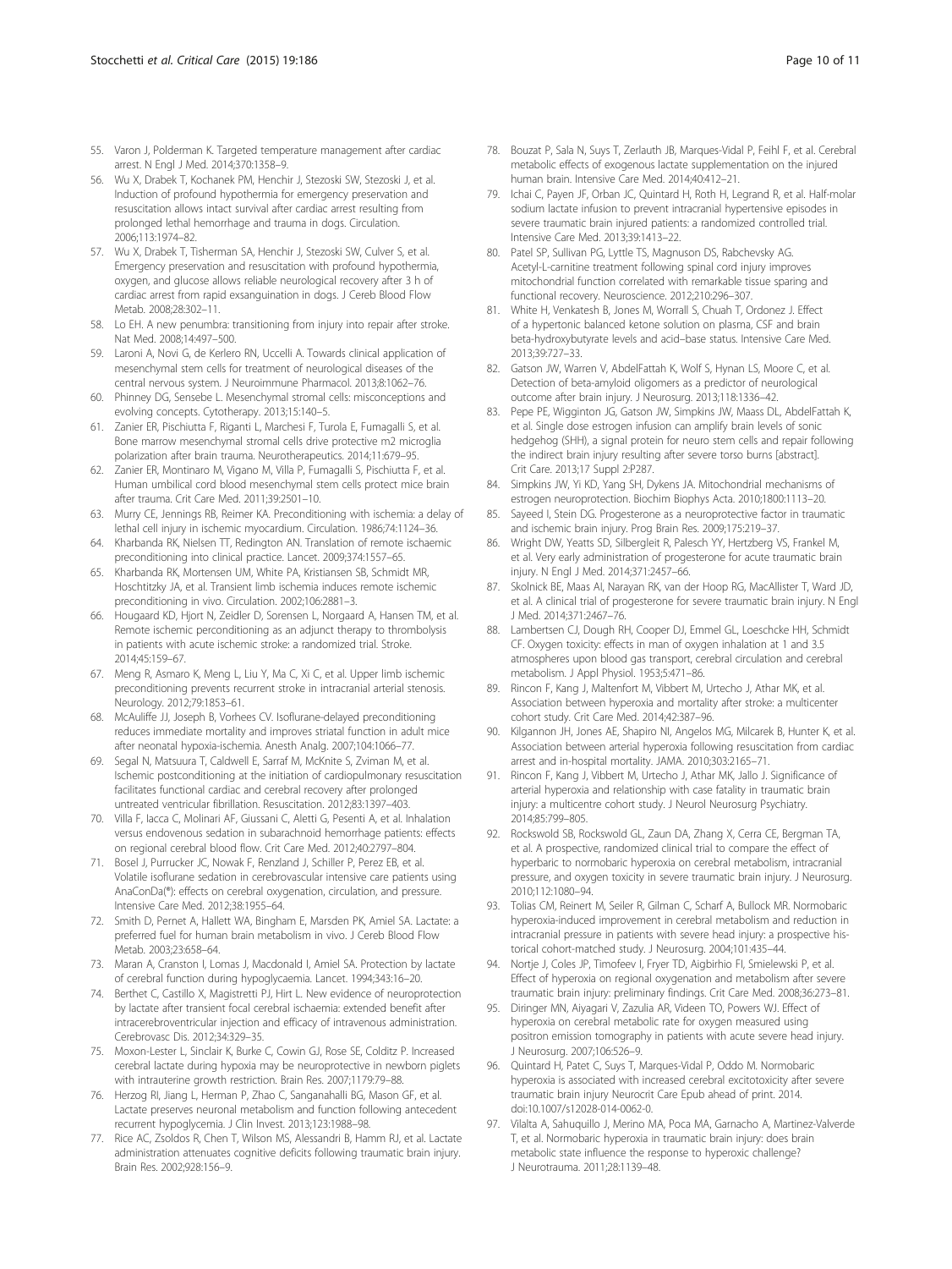55. Varon J, Polderman K. Targeted temperature management after cardiac arrest. N Engl J Med. 2014;370:1358–9.
56. Wu X, Drabek T, Kochanek PM, Henchir J, Stezoski SW, Stezoski J, et al. Induction of profound hypothermia for emergency preservation and resuscitation allows intact survival after cardiac arrest resulting from prolonged lethal hemorrhage and trauma in dogs. Circulation. 2006;113:1974–82.
57. Wu X, Drabek T, Tisherman SA, Henchir J, Stezoski SW, Culver S, et al. Emergency preservation and resuscitation with profound hypothermia, oxygen, and glucose allows reliable neurological recovery after 3 h of cardiac arrest from rapid exsanguination in dogs. J Cereb Blood Flow Metab. 2008;28:302–11.
58. Lo EH. A new penumbra: transitioning from injury into repair after stroke. Nat Med. 2008;14:497–500.
59. Laroni A, Novi G, de Kerlero RN, Uccelli A. Towards clinical application of mesenchymal stem cells for treatment of neurological diseases of the central nervous system. J Neuroimmune Pharmacol. 2013;8:1062–76.
60. Phinney DG, Sensebe L. Mesenchymal stromal cells: misconceptions and evolving concepts. Cytotherapy. 2013;15:140–5.
61. Zanier ER, Pischiutta F, Riganti L, Marchesi F, Turola E, Fumagalli S, et al. Bone marrow mesenchymal stromal cells drive protective m2 microglia polarization after brain trauma. Neurotherapeutics. 2014;11:679–95.
62. Zanier ER, Montinaro M, Vigano M, Villa P, Fumagalli S, Pischiutta F, et al. Human umbilical cord blood mesenchymal stem cells protect mice brain after trauma. Crit Care Med. 2011;39:2501–10.
63. Murry CE, Jennings RB, Reimer KA. Preconditioning with ischemia: a delay of lethal cell injury in ischemic myocardium. Circulation. 1986;74:1124–36.
64. Kharbanda RK, Nielsen TT, Redington AN. Translation of remote ischaemic preconditioning into clinical practice. Lancet. 2009;374:1557–65.
65. Kharbanda RK, Mortensen UM, White PA, Kristiansen SB, Schmidt MR, Hoschtitzky JA, et al. Transient limb ischemia induces remote ischemic preconditioning in vivo. Circulation. 2002;106:2881–3.
66. Hougaard KD, Hjort N, Zeidler D, Sorensen L, Norgaard A, Hansen TM, et al. Remote ischemic perconditioning as an adjunct therapy to thrombolysis in patients with acute ischemic stroke: a randomized trial. Stroke. 2014;45:159–67.
67. Meng R, Asmaro K, Meng L, Liu Y, Ma C, Xi C, et al. Upper limb ischemic preconditioning prevents recurrent stroke in intracranial arterial stenosis. Neurology. 2012;79:1853–61.
68. McAuliffe JJ, Joseph B, Vorhees CV. Isoflurane-delayed preconditioning reduces immediate mortality and improves striatal function in adult mice after neonatal hypoxia-ischemia. Anesth Analg. 2007;104:1066–77.
69. Segal N, Matsuura T, Caldwell E, Sarraf M, McKnite S, Zviman M, et al. Ischemic postconditioning at the initiation of cardiopulmonary resuscitation facilitates functional cardiac and cerebral recovery after prolonged untreated ventricular fibrillation. Resuscitation. 2012;83:1397–403.
70. Villa F, Iacca C, Molinari AF, Giussani C, Aletti G, Pesenti A, et al. Inhalation versus endovenous sedation in subarachnoid hemorrhage patients: effects on regional cerebral blood flow. Crit Care Med. 2012;40:2797–804.
71. Bosel J, Purrucker JC, Nowak F, Renzland J, Schiller P, Perez EB, et al. Volatile isoflurane sedation in cerebrovascular intensive care patients using AnaConDa(®): effects on cerebral oxygenation, circulation, and pressure. Intensive Care Med. 2012;38:1955–64.
72. Smith D, Pernet A, Hallett WA, Bingham E, Marsden PK, Amiel SA. Lactate: a preferred fuel for human brain metabolism in vivo. J Cereb Blood Flow Metab. 2003;23:658–64.
73. Maran A, Cranston I, Lomas J, Macdonald I, Amiel SA. Protection by lactate of cerebral function during hypoglycaemia. Lancet. 1994;343:16–20.
74. Berthet C, Castillo X, Magistretti PJ, Hirt L. New evidence of neuroprotection by lactate after transient focal cerebral ischaemia: extended benefit after intracerebroventricular injection and efficacy of intravenous administration. Cerebrovasc Dis. 2012;34:329–35.
75. Moxon-Lester L, Sinclair K, Burke C, Cowin GJ, Rose SE, Colditz P. Increased cerebral lactate during hypoxia may be neuroprotective in newborn piglets with intrauterine growth restriction. Brain Res. 2007;1179:79–88.
76. Herzog RI, Jiang L, Herman P, Zhao C, Sanganahalli BG, Mason GF, et al. Lactate preserves neuronal metabolism and function following antecedent recurrent hypoglycemia. J Clin Invest. 2013;123:1988–98.
77. Rice AC, Zsoldos R, Chen T, Wilson MS, Alessandri B, Hamm RJ, et al. Lactate administration attenuates cognitive deficits following traumatic brain injury. Brain Res. 2002;928:156–9.
78. Bouzat P, Sala N, Suys T, Zerlauth JB, Marques-Vidal P, Feihl F, et al. Cerebral metabolic effects of exogenous lactate supplementation on the injured human brain. Intensive Care Med. 2014;40:412–21.
79. Ichai C, Payen JF, Orban JC, Quintard H, Roth H, Legrand R, et al. Half-molar sodium lactate infusion to prevent intracranial hypertensive episodes in severe traumatic brain injured patients: a randomized controlled trial. Intensive Care Med. 2013;39:1413–22.
80. Patel SP, Sullivan PG, Lyttle TS, Magnuson DS, Rabchevsky AG. Acetyl-L-carnitine treatment following spinal cord injury improves mitochondrial function correlated with remarkable tissue sparing and functional recovery. Neuroscience. 2012;210:296–307.
81. White H, Venkatesh B, Jones M, Worrall S, Chuah T, Ordonez J. Effect of a hypertonic balanced ketone solution on plasma, CSF and brain beta-hydroxybutyrate levels and acid–base status. Intensive Care Med. 2013;39:727–33.
82. Gatson JW, Warren V, AbdelFattah K, Wolf S, Hynan LS, Moore C, et al. Detection of beta-amyloid oligomers as a predictor of neurological outcome after brain injury. J Neurosurg. 2013;118:1336–42.
83. Pepe PE, Wigginton JG, Gatson JW, Simpkins JW, Maass DL, AbdelFattah K, et al. Single dose estrogen infusion can amplify brain levels of sonic hedgehog (SHH), a signal protein for neuro stem cells and repair following the indirect brain injury resulting after severe torso burns [abstract]. Crit Care. 2013;17 Suppl 2:P287.
84. Simpkins JW, Yi KD, Yang SH, Dykens JA. Mitochondrial mechanisms of estrogen neuroprotection. Biochim Biophys Acta. 2010;1800:1113–20.
85. Sayeed I, Stein DG. Progesterone as a neuroprotective factor in traumatic and ischemic brain injury. Prog Brain Res. 2009;175:219–37.
86. Wright DW, Yeatts SD, Silbergleit R, Palesch YY, Hertzberg VS, Frankel M, et al. Very early administration of progesterone for acute traumatic brain injury. N Engl J Med. 2014;371:2457–66.
87. Skolnick BE, Maas AI, Narayan RK, van der Hoop RG, MacAllister T, Ward JD, et al. A clinical trial of progesterone for severe traumatic brain injury. N Engl J Med. 2014;371:2467–76.
88. Lambertsen CJ, Dough RH, Cooper DJ, Emmel GL, Loeschcke HH, Schmidt CF. Oxygen toxicity: effects in man of oxygen inhalation at 1 and 3.5 atmospheres upon blood gas transport, cerebral circulation and cerebral metabolism. J Appl Physiol. 1953;5:471–86.
89. Rincon F, Kang J, Maltenfort M, Vibbert M, Urtecho J, Athar MK, et al. Association between hyperoxia and mortality after stroke: a multicenter cohort study. Crit Care Med. 2014;42:387–96.
90. Kilgannon JH, Jones AE, Shapiro NI, Angelos MG, Milcarek B, Hunter K, et al. Association between arterial hyperoxia following resuscitation from cardiac arrest and in-hospital mortality. JAMA. 2010;303:2165–71.
91. Rincon F, Kang J, Vibbert M, Urtecho J, Athar MK, Jallo J. Significance of arterial hyperoxia and relationship with case fatality in traumatic brain injury: a multicentre cohort study. J Neurol Neurosurg Psychiatry. 2014;85:799–805.
92. Rockswold SB, Rockswold GL, Zaun DA, Zhang X, Cerra CE, Bergman TA, et al. A prospective, randomized clinical trial to compare the effect of hyperbaric to normobaric hyperoxia on cerebral metabolism, intracranial pressure, and oxygen toxicity in severe traumatic brain injury. J Neurosurg. 2010;112:1080–94.
93. Tolias CM, Reinert M, Seiler R, Gilman C, Scharf A, Bullock MR. Normobaric hyperoxia-induced improvement in cerebral metabolism and reduction in intracranial pressure in patients with severe head injury: a prospective historical cohort-matched study. J Neurosurg. 2004;101:435–44.
94. Nortje J, Coles JP, Timofeev I, Fryer TD, Aigbirhio FI, Smielewski P, et al. Effect of hyperoxia on regional oxygenation and metabolism after severe traumatic brain injury: preliminary findings. Crit Care Med. 2008;36:273–81.
95. Diringer MN, Aiyagari V, Zazulia AR, Videen TO, Powers WJ. Effect of hyperoxia on cerebral metabolic rate for oxygen measured using positron emission tomography in patients with acute severe head injury. J Neurosurg. 2007;106:526–9.
96. Quintard H, Patet C, Suys T, Marques-Vidal P, Oddo M. Normobaric hyperoxia is associated with increased cerebral excitotoxicity after severe traumatic brain injury Neurocrit Care Epub ahead of print. 2014. doi:10.1007/s12028-014-0062-0.
97. Vilalta A, Sahuquillo J, Merino MA, Poca MA, Garnacho A, Martinez-Valverde T, et al. Normobaric hyperoxia in traumatic brain injury: does brain metabolic state influence the response to hyperoxic challenge? J Neurotrauma. 2011;28:1139–48.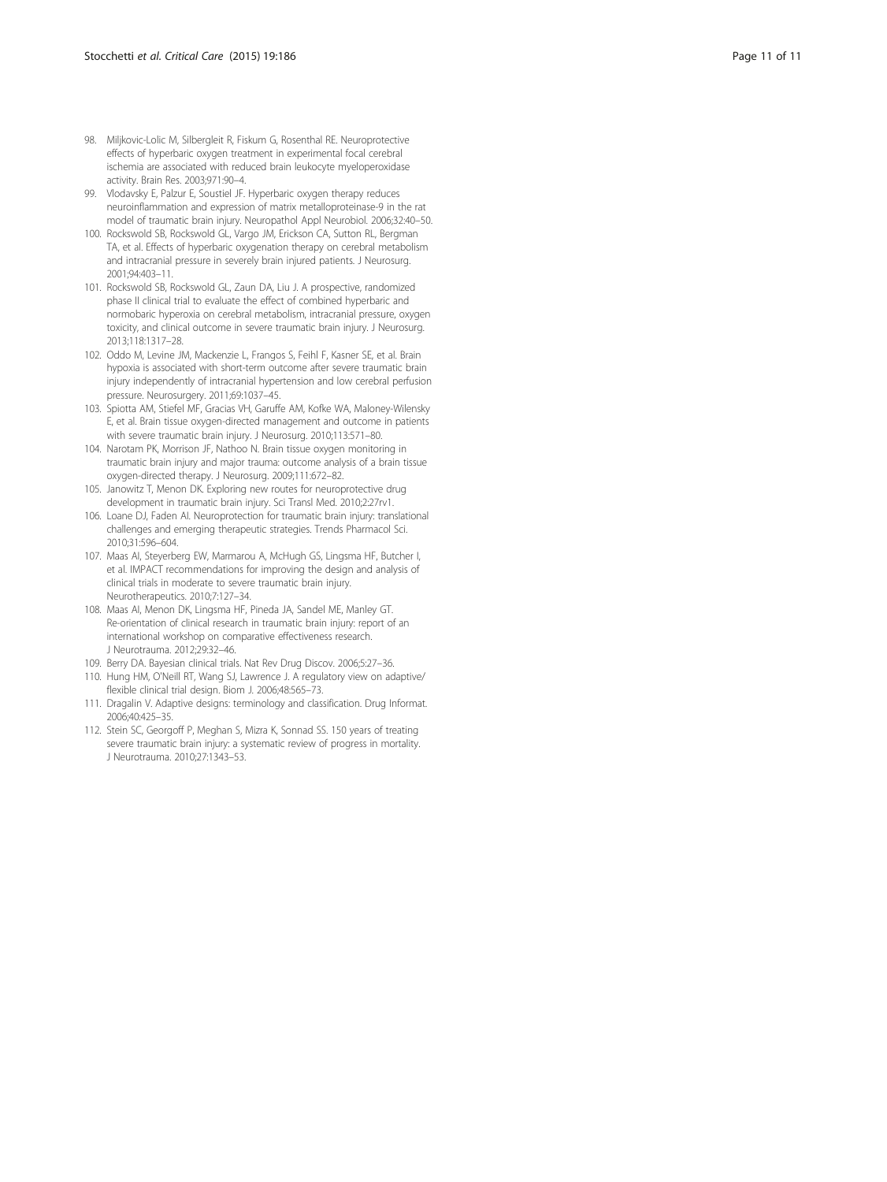98. Miljkovic-Lolic M, Silbergleit R, Fiskum G, Rosenthal RE. Neuroprotective effects of hyperbaric oxygen treatment in experimental focal cerebral ischemia are associated with reduced brain leukocyte myeloperoxidase activity. Brain Res. 2003;971:90–4.
99. Vlodavsky E, Palzur E, Soustiel JF. Hyperbaric oxygen therapy reduces neuroinflammation and expression of matrix metalloproteinase-9 in the rat model of traumatic brain injury. Neuropathol Appl Neurobiol. 2006;32:40–50.
100. Rockswold SB, Rockswold GL, Vargo JM, Erickson CA, Sutton RL, Bergman TA, et al. Effects of hyperbaric oxygenation therapy on cerebral metabolism and intracranial pressure in severely brain injured patients. J Neurosurg. 2001;94:403–11.
101. Rockswold SB, Rockswold GL, Zaun DA, Liu J. A prospective, randomized phase II clinical trial to evaluate the effect of combined hyperbaric and normobaric hyperoxia on cerebral metabolism, intracranial pressure, oxygen toxicity, and clinical outcome in severe traumatic brain injury. J Neurosurg. 2013;118:1317–28.
102. Oddo M, Levine JM, Mackenzie L, Frangos S, Feihl F, Kasner SE, et al. Brain hypoxia is associated with short-term outcome after severe traumatic brain injury independently of intracranial hypertension and low cerebral perfusion pressure. Neurosurgery. 2011;69:1037–45.
103. Spiotta AM, Stiefel MF, Gracias VH, Garuffe AM, Kofke WA, Maloney-Wilensky E, et al. Brain tissue oxygen-directed management and outcome in patients with severe traumatic brain injury. J Neurosurg. 2010;113:571–80.
104. Narotam PK, Morrison JF, Nathoo N. Brain tissue oxygen monitoring in traumatic brain injury and major trauma: outcome analysis of a brain tissue oxygen-directed therapy. J Neurosurg. 2009;111:672–82.
105. Janowitz T, Menon DK. Exploring new routes for neuroprotective drug development in traumatic brain injury. Sci Transl Med. 2010;2:27rv1.
106. Loane DJ, Faden AI. Neuroprotection for traumatic brain injury: translational challenges and emerging therapeutic strategies. Trends Pharmacol Sci. 2010;31:596–604.
107. Maas AI, Steyerberg EW, Marmarou A, McHugh GS, Lingsma HF, Butcher I, et al. IMPACT recommendations for improving the design and analysis of clinical trials in moderate to severe traumatic brain injury. Neurotherapeutics. 2010;7:127–34.
108. Maas AI, Menon DK, Lingsma HF, Pineda JA, Sandel ME, Manley GT. Re-orientation of clinical research in traumatic brain injury: report of an international workshop on comparative effectiveness research. J Neurotrauma. 2012;29:32–46.
109. Berry DA. Bayesian clinical trials. Nat Rev Drug Discov. 2006;5:27–36.
110. Hung HM, O'Neill RT, Wang SJ, Lawrence J. A regulatory view on adaptive/flexible clinical trial design. Biom J. 2006;48:565–73.
111. Dragalin V. Adaptive designs: terminology and classification. Drug Informat. 2006;40:425–35.
112. Stein SC, Georgoff P, Meghan S, Mizra K, Sonnad SS. 150 years of treating severe traumatic brain injury: a systematic review of progress in mortality. J Neurotrauma. 2010;27:1343–53.